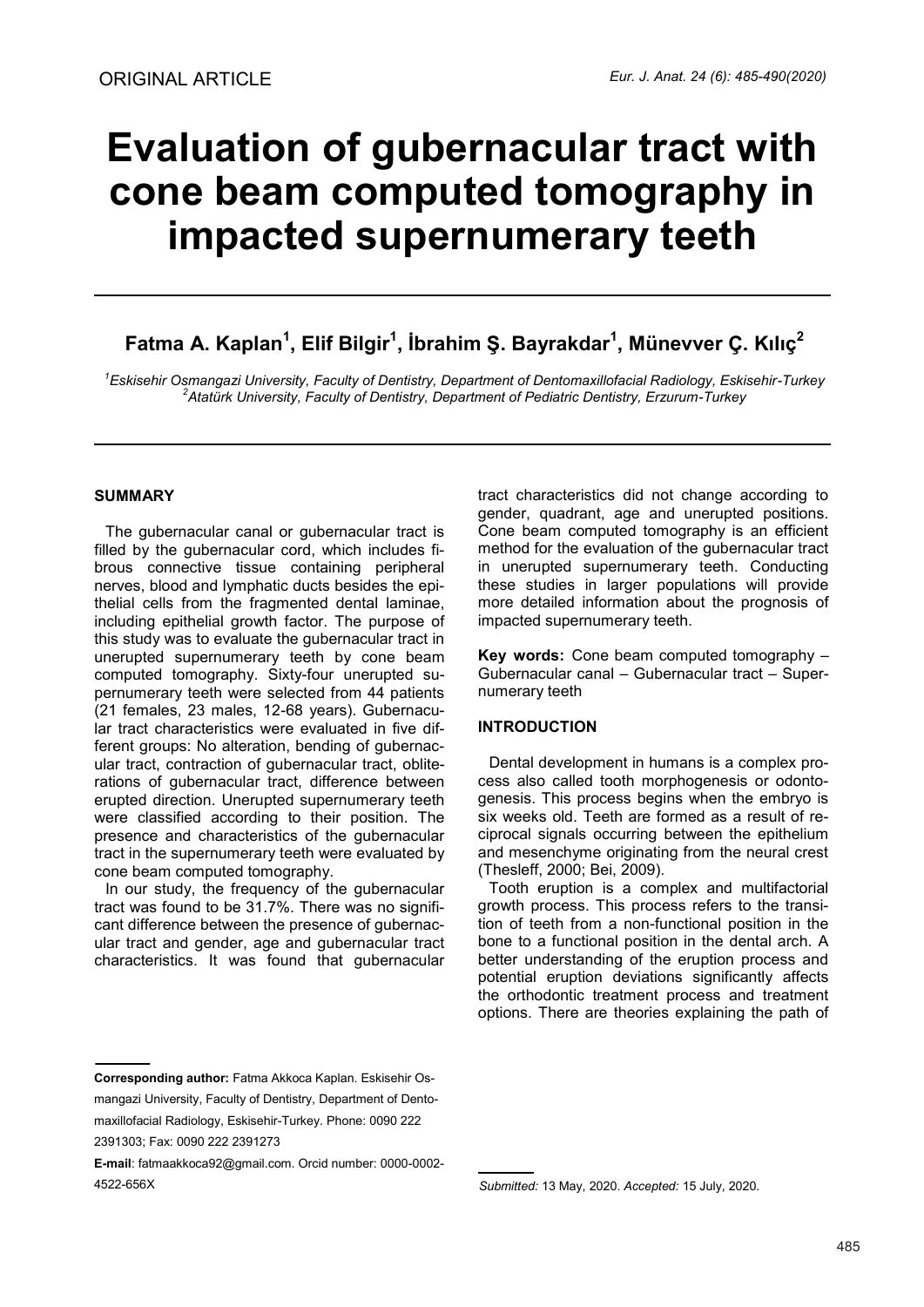ORIGINAL ARTICLE

# Evaluation of gubernacular tract with cone beam computed tomography in impacted supernumerary teeth

## Fatma A. Kaplan[1], Elif Bilgir[1], İbrahim Ş. Bayrakdar[1], Münevver Ç. Kılıç[2]

*[1]Eskisehir Osmangazi University, Faculty of Dentistry, Department of Dentomaxillofacial Radiology, Eskisehir-Turkey*
*[2]Atatürk University, Faculty of Dentistry, Department of Pediatric Dentistry, Erzurum-Turkey*

### SUMMARY

The gubernacular canal or gubernacular tract is filled by the gubernacular cord, which includes fibrous connective tissue containing peripheral nerves, blood and lymphatic ducts besides the epithelial cells from the fragmented dental laminae, including epithelial growth factor. The purpose of this study was to evaluate the gubernacular tract in unerupted supernumerary teeth by cone beam computed tomography. Sixty-four unerupted supernumerary teeth were selected from 44 patients (21 females, 23 males, 12-68 years). Gubernacular tract characteristics were evaluated in five different groups: No alteration, bending of gubernacular tract, contraction of gubernacular tract, obliterations of gubernacular tract, difference between erupted direction. Unerupted supernumerary teeth were classified according to their position. The presence and characteristics of the gubernacular tract in the supernumerary teeth were evaluated by cone beam computed tomography.

In our study, the frequency of the gubernacular tract was found to be 31.7%. There was no significant difference between the presence of gubernacular tract and gender, age and gubernacular tract characteristics. It was found that gubernacular tract characteristics did not change according to gender, quadrant, age and unerupted positions. Cone beam computed tomography is an efficient method for the evaluation of the gubernacular tract in unerupted supernumerary teeth. Conducting these studies in larger populations will provide more detailed information about the prognosis of impacted supernumerary teeth.

**Key words:** Cone beam computed tomography – Gubernacular canal – Gubernacular tract – Supernumerary teeth

### INTRODUCTION

Dental development in humans is a complex process also called tooth morphogenesis or odontogenesis. This process begins when the embryo is six weeks old. Teeth are formed as a result of reciprocal signals occurring between the epithelium and mesenchyme originating from the neural crest (Thesleff, 2000; Bei, 2009).

Tooth eruption is a complex and multifactorial growth process. This process refers to the transition of teeth from a non-functional position in the bone to a functional position in the dental arch. A better understanding of the eruption process and potential eruption deviations significantly affects the orthodontic treatment process and treatment options. There are theories explaining the path of

**Corresponding author:** Fatma Akkoca Kaplan. Eskisehir Osmangazi University, Faculty of Dentistry, Department of Dentomaxillofacial Radiology, Eskisehir-Turkey. Phone: 0090 222 2391303; Fax: 0090 222 2391273

**E-mail**: fatmaakkoca92@gmail.com. Orcid number: 0000-0002-4522-656X

*Submitted:* 13 May, 2020. *Accepted:* 15 July, 2020.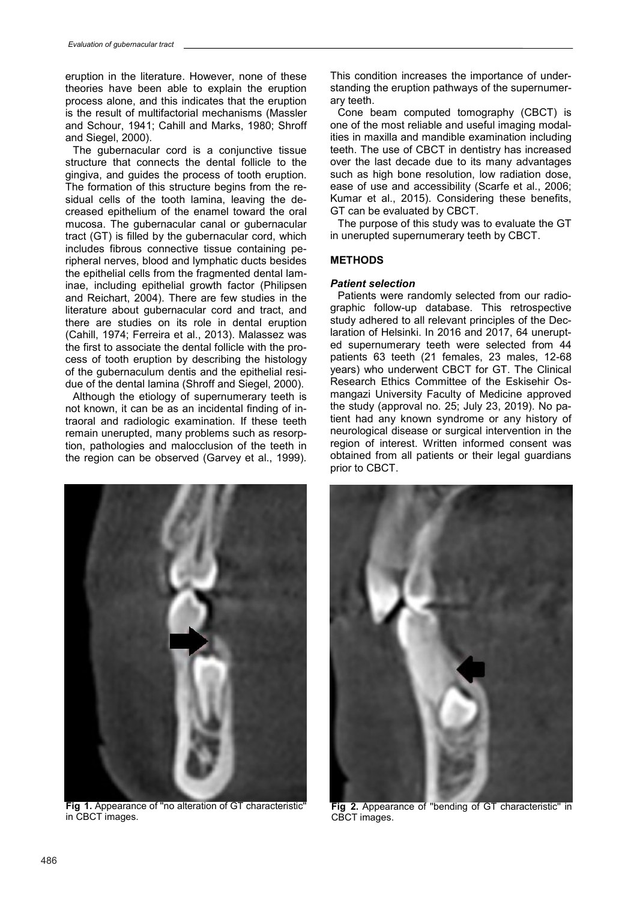eruption in the literature. However, none of these theories have been able to explain the eruption process alone, and this indicates that the eruption is the result of multifactorial mechanisms (Massler and Schour, 1941; Cahill and Marks, 1980; Shroff and Siegel, 2000).

The gubernacular cord is a conjunctive tissue structure that connects the dental follicle to the gingiva, and guides the process of tooth eruption. The formation of this structure begins from the residual cells of the tooth lamina, leaving the decreased epithelium of the enamel toward the oral mucosa. The gubernacular canal or gubernacular tract (GT) is filled by the gubernacular cord, which includes fibrous connective tissue containing peripheral nerves, blood and lymphatic ducts besides the epithelial cells from the fragmented dental laminae, including epithelial growth factor (Philipsen and Reichart, 2004). There are few studies in the literature about gubernacular cord and tract, and there are studies on its role in dental eruption (Cahill, 1974; Ferreira et al., 2013). Malassez was the first to associate the dental follicle with the process of tooth eruption by describing the histology of the gubernaculum dentis and the epithelial residue of the dental lamina (Shroff and Siegel, 2000).

Although the etiology of supernumerary teeth is not known, it can be as an incidental finding of intraoral and radiologic examination. If these teeth remain unerupted, many problems such as resorption, pathologies and malocclusion of the teeth in the region can be observed (Garvey et al., 1999). This condition increases the importance of understanding the eruption pathways of the supernumerary teeth.

Cone beam computed tomography (CBCT) is one of the most reliable and useful imaging modalities in maxilla and mandible examination including teeth. The use of CBCT in dentistry has increased over the last decade due to its many advantages such as high bone resolution, low radiation dose, ease of use and accessibility (Scarfe et al., 2006; Kumar et al., 2015). Considering these benefits, GT can be evaluated by CBCT.

The purpose of this study was to evaluate the GT in unerupted supernumerary teeth by CBCT.

## METHODS

### *Patient selection*

Patients were randomly selected from our radiographic follow-up database. This retrospective study adhered to all relevant principles of the Declaration of Helsinki. In 2016 and 2017, 64 unerupted supernumerary teeth were selected from 44 patients 63 teeth (21 females, 23 males, 12-68 years) who underwent CBCT for GT. The Clinical Research Ethics Committee of the Eskisehir Osmangazi University Faculty of Medicine approved the study (approval no. 25; July 23, 2019). No patient had any known syndrome or any history of neurological disease or surgical intervention in the region of interest. Written informed consent was obtained from all patients or their legal guardians prior to CBCT.

**Fig 1.** Appearance of "no alteration of GT characteristic" in CBCT images.

**Fig 2.** Appearance of "bending of GT characteristic" in CBCT images.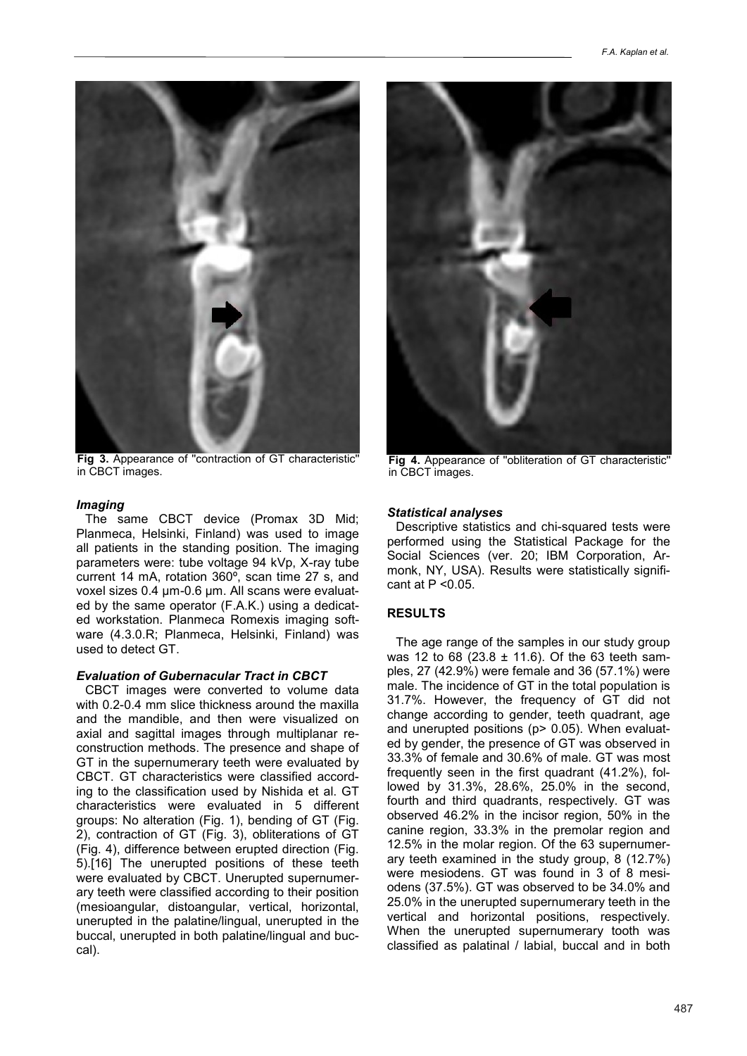Fig 3. Appearance of "contraction of GT characteristic" in CBCT images.

Fig 4. Appearance of "obliteration of GT characteristic" in CBCT images.

### *Imaging*

The same CBCT device (Promax 3D Mid; Planmeca, Helsinki, Finland) was used to image all patients in the standing position. The imaging parameters were: tube voltage 94 kVp, X-ray tube current 14 mA, rotation 360º, scan time 27 s, and voxel sizes 0.4 µm-0.6 µm. All scans were evaluated by the same operator (F.A.K.) using a dedicated workstation. Planmeca Romexis imaging software (4.3.0.R; Planmeca, Helsinki, Finland) was used to detect GT.

### *Evaluation of Gubernacular Tract in CBCT*

CBCT images were converted to volume data with 0.2-0.4 mm slice thickness around the maxilla and the mandible, and then were visualized on axial and sagittal images through multiplanar reconstruction methods. The presence and shape of GT in the supernumerary teeth were evaluated by CBCT. GT characteristics were classified according to the classification used by Nishida et al. GT characteristics were evaluated in 5 different groups: No alteration (Fig. 1), bending of GT (Fig. 2), contraction of GT (Fig. 3), obliterations of GT (Fig. 4), difference between erupted direction (Fig. 5).[16] The unerupted positions of these teeth were evaluated by CBCT. Unerupted supernumerary teeth were classified according to their position (mesioangular, distoangular, vertical, horizontal, unerupted in the palatine/lingual, unerupted in the buccal, unerupted in both palatine/lingual and buccal).

### *Statistical analyses*

Descriptive statistics and chi-squared tests were performed using the Statistical Package for the Social Sciences (ver. 20; IBM Corporation, Armonk, NY, USA). Results were statistically significant at $P < 0.05$.

## RESULTS

The age range of the samples in our study group was 12 to 68 ($23.8 \pm 11.6$). Of the 63 teeth samples, 27 (42.9%) were female and 36 (57.1%) were male. The incidence of GT in the total population is 31.7%. However, the frequency of GT did not change according to gender, teeth quadrant, age and unerupted positions ($p > 0.05$). When evaluated by gender, the presence of GT was observed in 33.3% of female and 30.6% of male. GT was most frequently seen in the first quadrant (41.2%), followed by 31.3%, 28.6%, 25.0% in the second, fourth and third quadrants, respectively. GT was observed 46.2% in the incisor region, 50% in the canine region, 33.3% in the premolar region and 12.5% in the molar region. Of the 63 supernumerary teeth examined in the study group, 8 (12.7%) were mesiodens. GT was found in 3 of 8 mesiodens (37.5%). GT was observed to be 34.0% and 25.0% in the unerupted supernumerary teeth in the vertical and horizontal positions, respectively. When the unerupted supernumerary tooth was classified as palatinal / labial, buccal and in both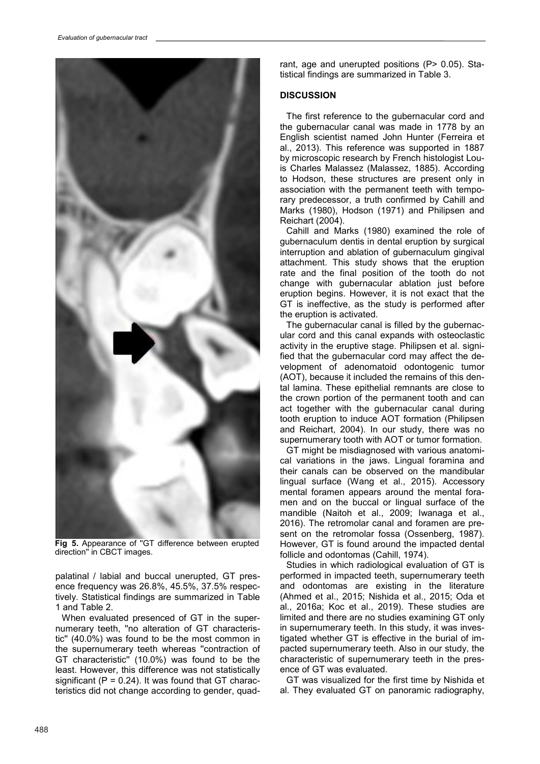Fig 5. Appearance of "GT difference between erupted direction" in CBCT images.

palatinal / labial and buccal unerupted, GT presence frequency was 26.8%, 45.5%, 37.5% respectively. Statistical findings are summarized in Table 1 and Table 2.

When evaluated presenced of GT in the supernumerary teeth, "no alteration of GT characteristic" (40.0%) was found to be the most common in the supernumerary teeth whereas "contraction of GT characteristic" (10.0%) was found to be the least. However, this difference was not statistically significant ($P = 0.24$). It was found that GT characteristics did not change according to gender, quadrant, age and unerupted positions ($P > 0.05$). Statistical findings are summarized in Table 3.

## DISCUSSION

The first reference to the gubernacular cord and the gubernacular canal was made in 1778 by an English scientist named John Hunter (Ferreira et al., 2013). This reference was supported in 1887 by microscopic research by French histologist Louis Charles Malassez (Malassez, 1885). According to Hodson, these structures are present only in association with the permanent teeth with temporary predecessor, a truth confirmed by Cahill and Marks (1980), Hodson (1971) and Philipsen and Reichart (2004).

Cahill and Marks (1980) examined the role of gubernaculum dentis in dental eruption by surgical interruption and ablation of gubernaculum gingival attachment. This study shows that the eruption rate and the final position of the tooth do not change with gubernacular ablation just before eruption begins. However, it is not exact that the GT is ineffective, as the study is performed after the eruption is activated.

The gubernacular canal is filled by the gubernacular cord and this canal expands with osteoclastic activity in the eruptive stage. Philipsen et al. signified that the gubernacular cord may affect the development of adenomatoid odontogenic tumor (AOT), because it included the remains of this dental lamina. These epithelial remnants are close to the crown portion of the permanent tooth and can act together with the gubernacular canal during tooth eruption to induce AOT formation (Philipsen and Reichart, 2004). In our study, there was no supernumerary tooth with AOT or tumor formation.

GT might be misdiagnosed with various anatomical variations in the jaws. Lingual foramina and their canals can be observed on the mandibular lingual surface (Wang et al., 2015). Accessory mental foramen appears around the mental foramen and on the buccal or lingual surface of the mandible (Naitoh et al., 2009; Iwanaga et al., 2016). The retromolar canal and foramen are present on the retromolar fossa (Ossenberg, 1987). However, GT is found around the impacted dental follicle and odontomas (Cahill, 1974).

Studies in which radiological evaluation of GT is performed in impacted teeth, supernumerary teeth and odontomas are existing in the literature (Ahmed et al., 2015; Nishida et al., 2015; Oda et al., 2016a; Koc et al., 2019). These studies are limited and there are no studies examining GT only in supernumerary teeth. In this study, it was investigated whether GT is effective in the burial of impacted supernumerary teeth. Also in our study, the characteristic of supernumerary teeth in the presence of GT was evaluated.

GT was visualized for the first time by Nishida et al. They evaluated GT on panoramic radiography,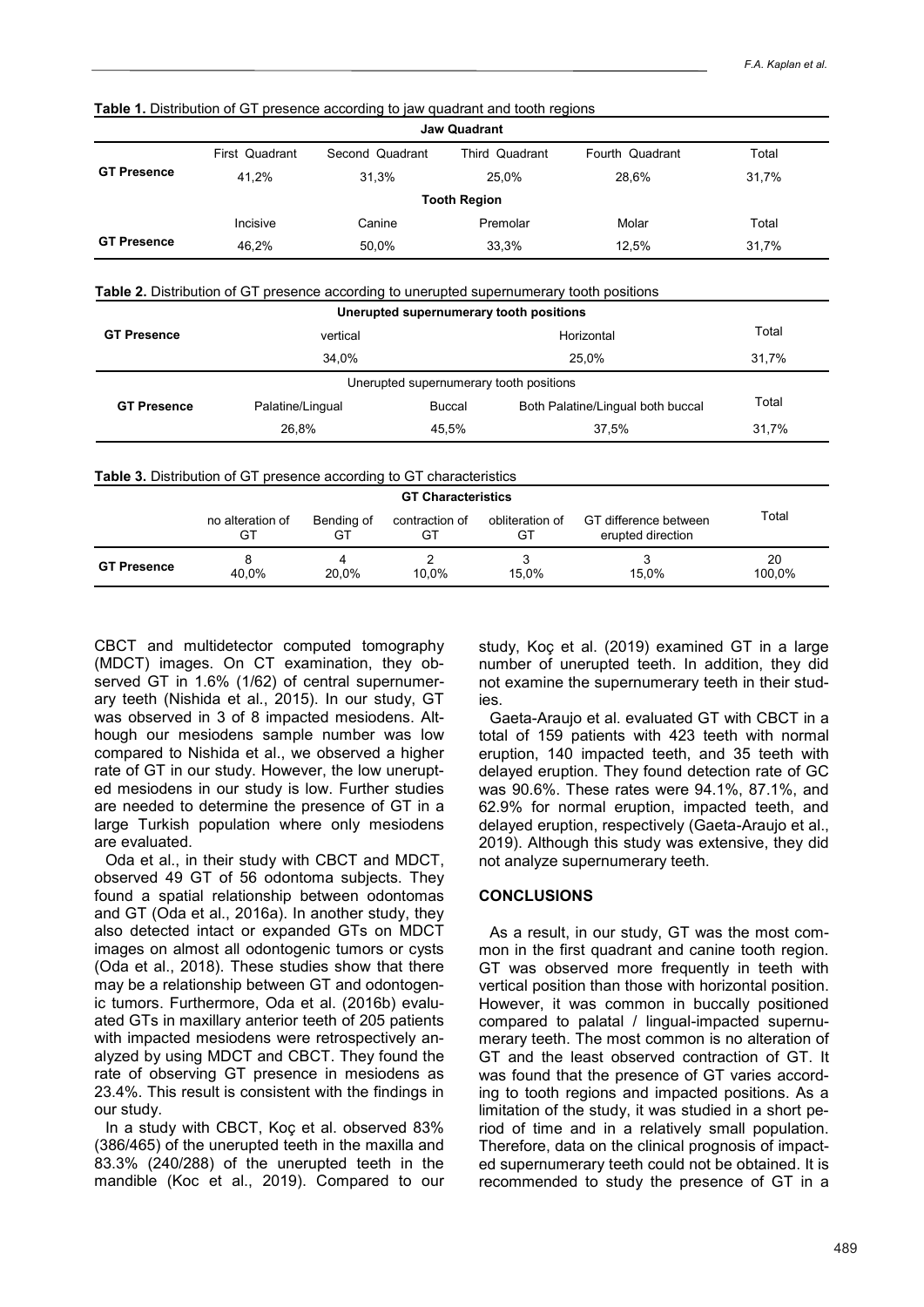**Table 1.** Distribution of GT presence according to jaw quadrant and tooth regions

| | Jaw Quadrant | | | | |
|---|---|---|---|---|---|
| | First Quadrant | Second Quadrant | Third Quadrant | Fourth Quadrant | Total |
| **GT Presence** | 41,2% | 31,3% | 25,0% | 28,6% | 31,7% |
| | **Tooth Region** | | | | |
| | Incisive | Canine | Premolar | Molar | Total |
| **GT Presence** | 46,2% | 50,0% | 33,3% | 12,5% | 31,7% |

**Table 2.** Distribution of GT presence according to unerupted supernumerary tooth positions

| | Unerupted supernumerary tooth positions | | | |
|---|---|---|---|---|
| **GT Presence** | vertical | | Horizontal | Total |
| | 34,0% | | 25,0% | 31,7% |
| | Unerupted supernumerary tooth positions | | | |
| **GT Presence** | Palatine/Lingual | Buccal | Both Palatine/Lingual both buccal | Total |
| | 26,8% | 45,5% | 37,5% | 31,7% |

**Table 3.** Distribution of GT presence according to GT characteristics

| | GT Characteristics | | | | | |
|---|---|---|---|---|---|---|
| | no alteration of GT | Bending of GT | contraction of GT | obliteration of GT | GT difference between erupted direction | Total |
| **GT Presence** | 8<br>40,0% | 4<br>20,0% | 2<br>10,0% | 3<br>15,0% | 3<br>15,0% | 20<br>100,0% |

CBCT and multidetector computed tomography (MDCT) images. On CT examination, they observed GT in 1.6% (1/62) of central supernumerary teeth (Nishida et al., 2015). In our study, GT was observed in 3 of 8 impacted mesiodens. Although our mesiodens sample number was low compared to Nishida et al., we observed a higher rate of GT in our study. However, the low unerupted mesiodens in our study is low. Further studies are needed to determine the presence of GT in a large Turkish population where only mesiodens are evaluated.

Oda et al., in their study with CBCT and MDCT, observed 49 GT of 56 odontoma subjects. They found a spatial relationship between odontomas and GT (Oda et al., 2016a). In another study, they also detected intact or expanded GTs on MDCT images on almost all odontogenic tumors or cysts (Oda et al., 2018). These studies show that there may be a relationship between GT and odontogenic tumors. Furthermore, Oda et al. (2016b) evaluated GTs in maxillary anterior teeth of 205 patients with impacted mesiodens were retrospectively analyzed by using MDCT and CBCT. They found the rate of observing GT presence in mesiodens as 23.4%. This result is consistent with the findings in our study.

In a study with CBCT, Koç et al. observed 83% (386/465) of the unerupted teeth in the maxilla and 83.3% (240/288) of the unerupted teeth in the mandible (Koc et al., 2019). Compared to our study, Koç et al. (2019) examined GT in a large number of unerupted teeth. In addition, they did not examine the supernumerary teeth in their studies.

Gaeta-Araujo et al. evaluated GT with CBCT in a total of 159 patients with 423 teeth with normal eruption, 140 impacted teeth, and 35 teeth with delayed eruption. They found detection rate of GC was 90.6%. These rates were 94.1%, 87.1%, and 62.9% for normal eruption, impacted teeth, and delayed eruption, respectively (Gaeta-Araujo et al., 2019). Although this study was extensive, they did not analyze supernumerary teeth.

## CONCLUSIONS

As a result, in our study, GT was the most common in the first quadrant and canine tooth region. GT was observed more frequently in teeth with vertical position than those with horizontal position. However, it was common in buccally positioned compared to palatal / lingual-impacted supernumerary teeth. The most common is no alteration of GT and the least observed contraction of GT. It was found that the presence of GT varies according to tooth regions and impacted positions. As a limitation of the study, it was studied in a short period of time and in a relatively small population. Therefore, data on the clinical prognosis of impacted supernumerary teeth could not be obtained. It is recommended to study the presence of GT in a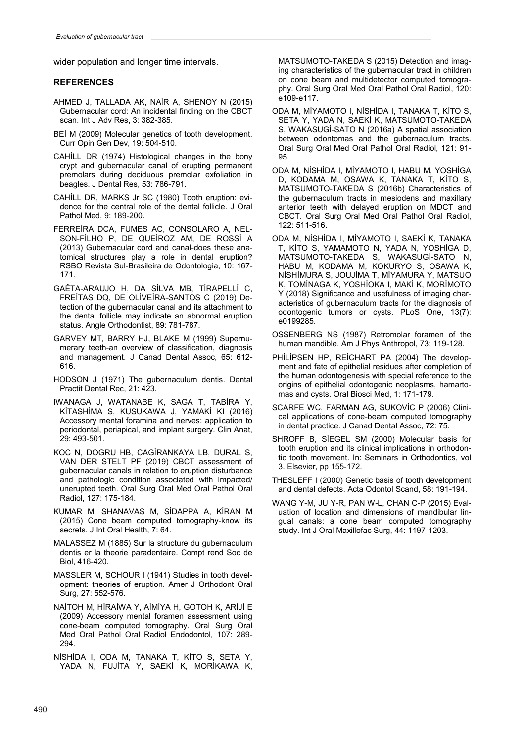wider population and longer time intervals.

## REFERENCES

AHMED J, TALLADA AK, NAİR A, SHENOY N (2015) Gubernacular cord: An incidental finding on the CBCT scan. Int J Adv Res, 3: 382-385.

BEİ M (2009) Molecular genetics of tooth development. Curr Opin Gen Dev, 19: 504-510.

CAHİLL DR (1974) Histological changes in the bony crypt and gubernacular canal of erupting permanent premolars during deciduous premolar exfoliation in beagles. J Dental Res, 53: 786-791.

CAHİLL DR, MARKS Jr SC (1980) Tooth eruption: evidence for the central role of the dental follicle. J Oral Pathol Med, 9: 189-200.

FERREİRA DCA, FUMES AC, CONSOLARO A, NELSON-FİLHO P, DE QUEİROZ AM, DE ROSSİ A (2013) Gubernacular cord and canal-does these anatomical structures play a role in dental eruption? RSBO Revista Sul-Brasileira de Odontologia, 10: 167-171.

GAÊTA-ARAUJO H, DA SİLVA MB, TİRAPELLİ C, FREİTAS DQ, DE OLİVEİRA-SANTOS C (2019) Detection of the gubernacular canal and its attachment to the dental follicle may indicate an abnormal eruption status. Angle Orthodontist, 89: 781-787.

GARVEY MT, BARRY HJ, BLAKE M (1999) Supernumerary teeth-an overview of classification, diagnosis and management. J Canad Dental Assoc, 65: 612-616.

HODSON J (1971) The gubernaculum dentis. Dental Practit Dental Rec, 21: 423.

IWANAGA J, WATANABE K, SAGA T, TABİRA Y, KİTASHİMA S, KUSUKAWA J, YAMAKİ KI (2016) Accessory mental foramina and nerves: application to periodontal, periapical, and implant surgery. Clin Anat, 29: 493-501.

KOC N, DOGRU HB, CAGİRANKAYA LB, DURAL S, VAN DER STELT PF (2019) CBCT assessment of gubernacular canals in relation to eruption disturbance and pathologic condition associated with impacted/unerupted teeth. Oral Surg Oral Med Oral Pathol Oral Radiol, 127: 175-184.

KUMAR M, SHANAVAS M, SİDAPPA A, KİRAN M (2015) Cone beam computed tomography-know its secrets. J Int Oral Health, 7: 64.

MALASSEZ M (1885) Sur la structure du gubernaculum dentis er la theorie paradentaire. Compt rend Soc de Biol, 416-420.

MASSLER M, SCHOUR I (1941) Studies in tooth development: theories of eruption. Amer J Orthodont Oral Surg, 27: 552-576.

NAİTOH M, HİRAİWA Y, AİMİYA H, GOTOH K, ARİJİ E (2009) Accessory mental foramen assessment using cone-beam computed tomography. Oral Surg Oral Med Oral Pathol Oral Radiol Endodontol, 107: 289-294.

NİSHİDA I, ODA M, TANAKA T, KİTO S, SETA Y, YADA N, FUJİTA Y, SAEKİ K, MORİKAWA K, MATSUMOTO-TAKEDA S (2015) Detection and imaging characteristics of the gubernacular tract in children on cone beam and multidetector computed tomography. Oral Surg Oral Med Oral Pathol Oral Radiol, 120: e109-e117.

ODA M, MİYAMOTO I, NİSHİDA I, TANAKA T, KİTO S, SETA Y, YADA N, SAEKİ K, MATSUMOTO-TAKEDA S, WAKASUGİ-SATO N (2016a) A spatial association between odontomas and the gubernaculum tracts. Oral Surg Oral Med Oral Pathol Oral Radiol, 121: 91-95.

ODA M, NİSHİDA I, MİYAMOTO I, HABU M, YOSHİGA D, KODAMA M, OSAWA K, TANAKA T, KİTO S, MATSUMOTO-TAKEDA S (2016b) Characteristics of the gubernaculum tracts in mesiodens and maxillary anterior teeth with delayed eruption on MDCT and CBCT. Oral Surg Oral Med Oral Pathol Oral Radiol, 122: 511-516.

ODA M, NİSHİDA I, MİYAMOTO I, SAEKİ K, TANAKA T, KİTO S, YAMAMOTO N, YADA N, YOSHİGA D, MATSUMOTO-TAKEDA S, WAKASUGİ-SATO N, HABU M, KODAMA M, KOKURYO S, OSAWA K, NİSHİMURA S, JOUJİMA T, MİYAMURA Y, MATSUO K, TOMİNAGA K, YOSHİOKA I, MAKİ K, MORİMOTO Y (2018) Significance and usefulness of imaging characteristics of gubernaculum tracts for the diagnosis of odontogenic tumors or cysts. PLoS One, 13(7): e0199285.

OSSENBERG NS (1987) Retromolar foramen of the human mandible. Am J Phys Anthropol, 73: 119-128.

PHİLİPSEN HP, REİCHART PA (2004) The development and fate of epithelial residues after completion of the human odontogenesis with special reference to the origins of epithelial odontogenic neoplasms, hamartomas and cysts. Oral Biosci Med, 1: 171-179.

SCARFE WC, FARMAN AG, SUKOVİC P (2006) Clinical applications of cone-beam computed tomography in dental practice. J Canad Dental Assoc, 72: 75.

SHROFF B, SİEGEL SM (2000) Molecular basis for tooth eruption and its clinical implications in orthodontic tooth movement. In: Seminars in Orthodontics, vol 3. Elsevier, pp 155-172.

THESLEFF I (2000) Genetic basis of tooth development and dental defects. Acta Odontol Scand, 58: 191-194.

WANG Y-M, JU Y-R, PAN W-L, CHAN C-P (2015) Evaluation of location and dimensions of mandibular lingual canals: a cone beam computed tomography study. Int J Oral Maxillofac Surg, 44: 1197-1203.